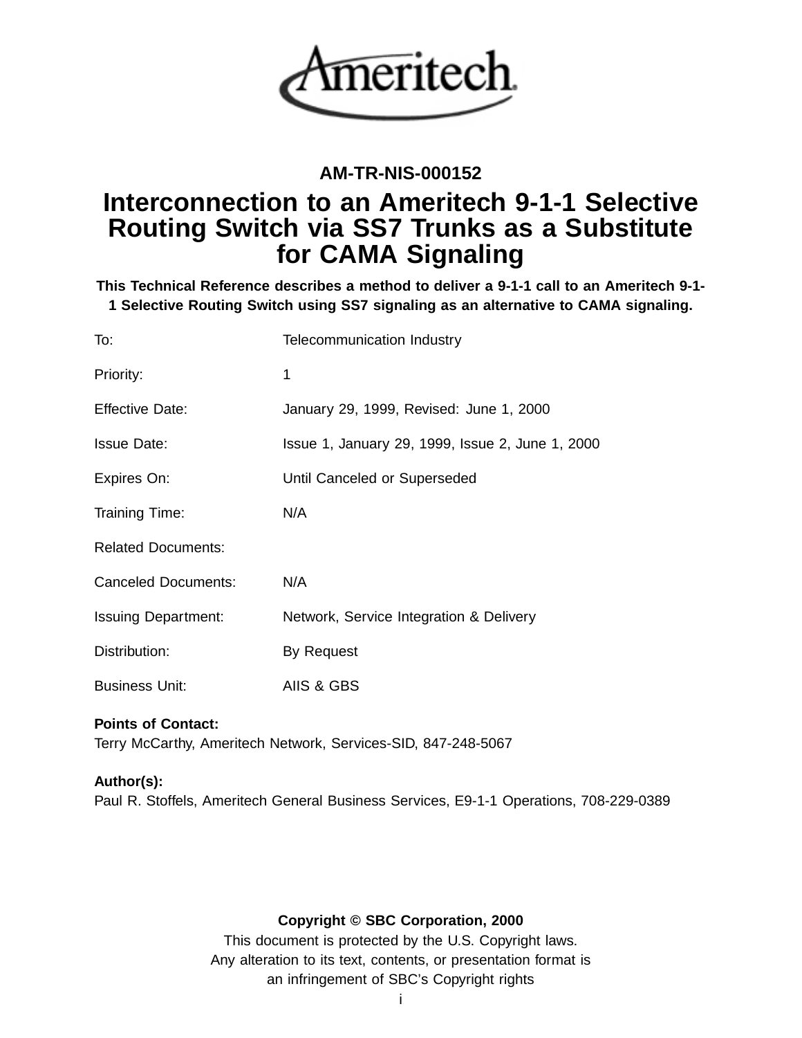Ameritech

**AM-TR-NIS-000152**

# Interconnection to an Ameritech 9-1-1 Selective Routing Switch via SS7 Trunks as a Substitute for CAMA Signaling

**This Technical Reference describes a method to deliver a 9-1-1 call to an Ameritech 9-1-1 Selective Routing Switch using SS7 signaling as an alternative to CAMA signaling.**

| | |
|---|---|
| To: | Telecommunication Industry |
| Priority: | 1 |
| Effective Date: | January 29, 1999, Revised: June 1, 2000 |
| Issue Date: | Issue 1, January 29, 1999, Issue 2, June 1, 2000 |
| Expires On: | Until Canceled or Superseded |
| Training Time: | N/A |
| Related Documents: | |
| Canceled Documents: | N/A |
| Issuing Department: | Network, Service Integration & Delivery |
| Distribution: | By Request |
| Business Unit: | AIIS & GBS |

**Points of Contact:**
Terry McCarthy, Ameritech Network, Services-SID, 847-248-5067

**Author(s):**
Paul R. Stoffels, Ameritech General Business Services, E9-1-1 Operations, 708-229-0389

**Copyright © SBC Corporation, 2000**

This document is protected by the U.S. Copyright laws.
Any alteration to its text, contents, or presentation format is
an infringement of SBC's Copyright rights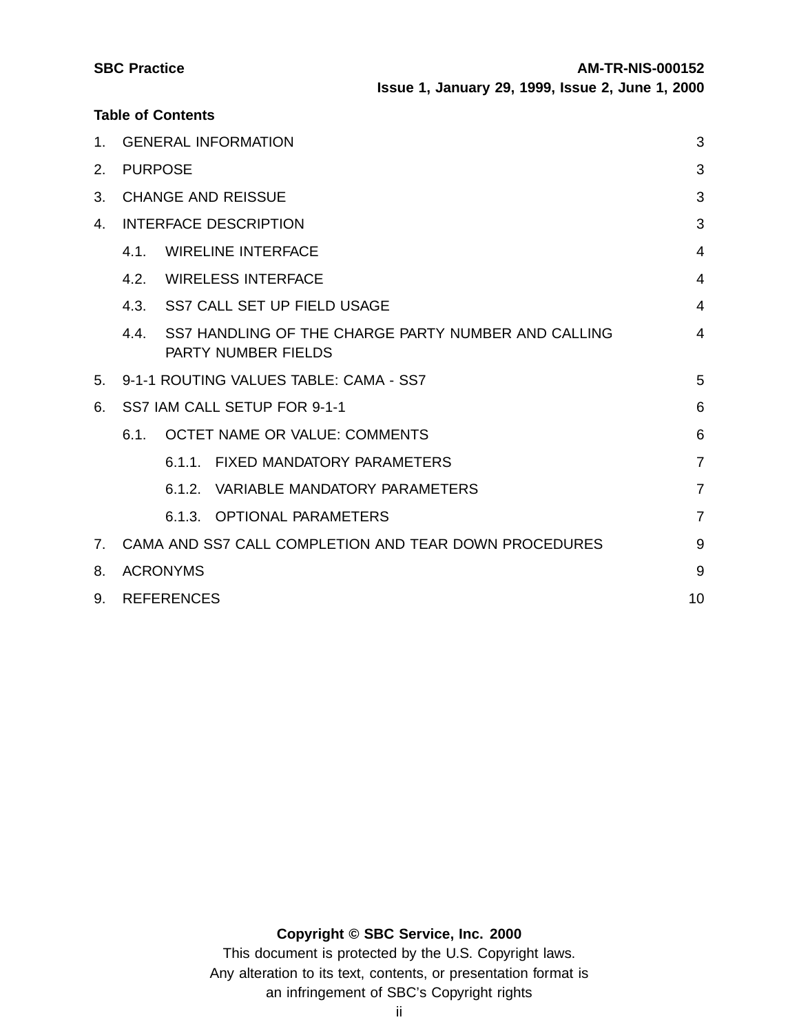## Table of Contents

| | | |
|---|---|---|
| 1. | GENERAL INFORMATION | 3 |
| 2. | PURPOSE | 3 |
| 3. | CHANGE AND REISSUE | 3 |
| 4. | INTERFACE DESCRIPTION | 3 |
| | 4.1. WIRELINE INTERFACE | 4 |
| | 4.2. WIRELESS INTERFACE | 4 |
| | 4.3. SS7 CALL SET UP FIELD USAGE | 4 |
| | 4.4. SS7 HANDLING OF THE CHARGE PARTY NUMBER AND CALLING PARTY NUMBER FIELDS | 4 |
| 5. | 9-1-1 ROUTING VALUES TABLE: CAMA - SS7 | 5 |
| 6. | SS7 IAM CALL SETUP FOR 9-1-1 | 6 |
| | 6.1. OCTET NAME OR VALUE: COMMENTS | 6 |
| | 6.1.1. FIXED MANDATORY PARAMETERS | 7 |
| | 6.1.2. VARIABLE MANDATORY PARAMETERS | 7 |
| | 6.1.3. OPTIONAL PARAMETERS | 7 |
| 7. | CAMA AND SS7 CALL COMPLETION AND TEAR DOWN PROCEDURES | 9 |
| 8. | ACRONYMS | 9 |
| 9. | REFERENCES | 10 |

**Copyright © SBC Service, Inc. 2000**

This document is protected by the U.S. Copyright laws.
Any alteration to its text, contents, or presentation format is an infringement of SBC's Copyright rights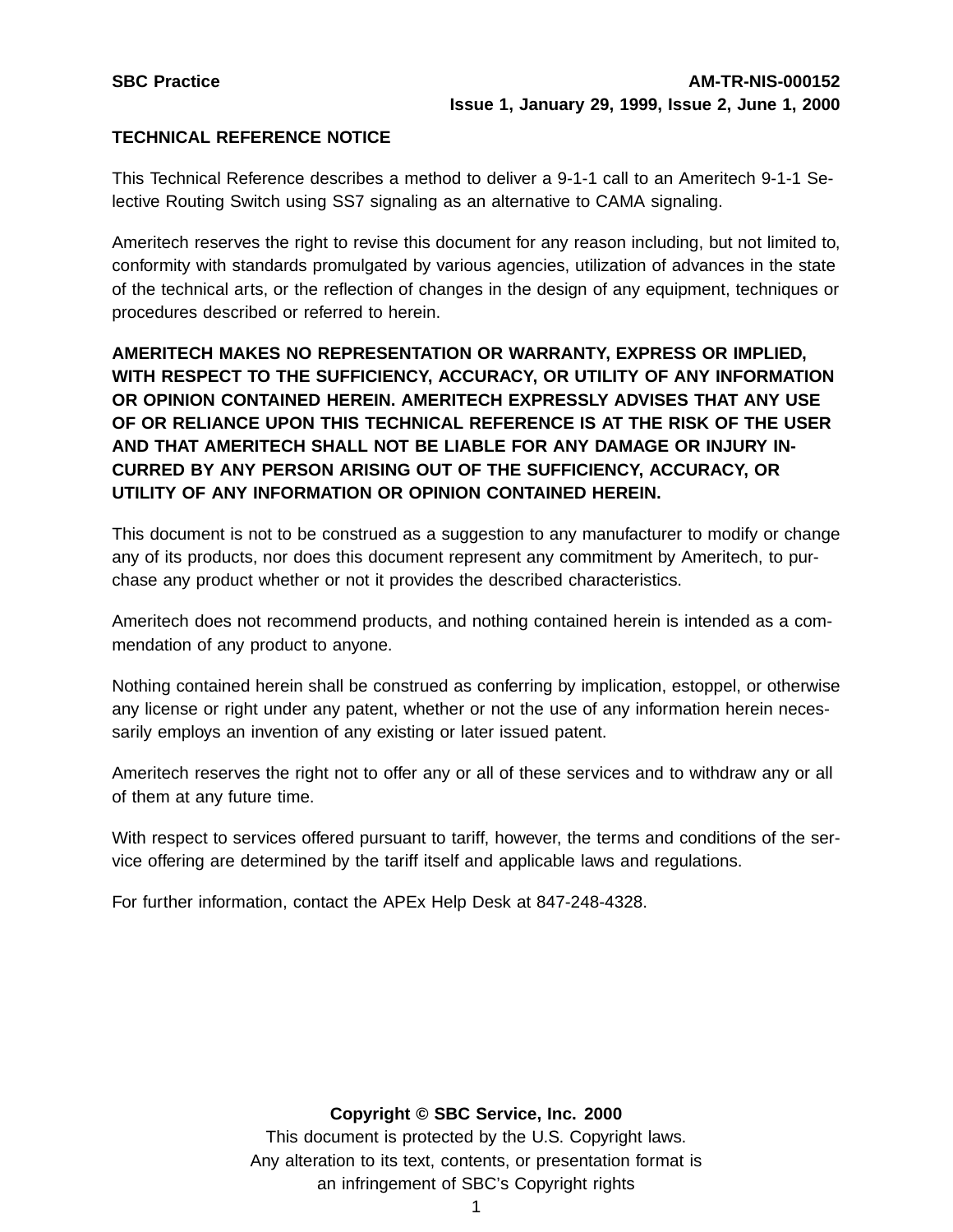## TECHNICAL REFERENCE NOTICE

This Technical Reference describes a method to deliver a 9-1-1 call to an Ameritech 9-1-1 Selective Routing Switch using SS7 signaling as an alternative to CAMA signaling.

Ameritech reserves the right to revise this document for any reason including, but not limited to, conformity with standards promulgated by various agencies, utilization of advances in the state of the technical arts, or the reflection of changes in the design of any equipment, techniques or procedures described or referred to herein.

**AMERITECH MAKES NO REPRESENTATION OR WARRANTY, EXPRESS OR IMPLIED, WITH RESPECT TO THE SUFFICIENCY, ACCURACY, OR UTILITY OF ANY INFORMATION OR OPINION CONTAINED HEREIN. AMERITECH EXPRESSLY ADVISES THAT ANY USE OF OR RELIANCE UPON THIS TECHNICAL REFERENCE IS AT THE RISK OF THE USER AND THAT AMERITECH SHALL NOT BE LIABLE FOR ANY DAMAGE OR INJURY INCURRED BY ANY PERSON ARISING OUT OF THE SUFFICIENCY, ACCURACY, OR UTILITY OF ANY INFORMATION OR OPINION CONTAINED HEREIN.**

This document is not to be construed as a suggestion to any manufacturer to modify or change any of its products, nor does this document represent any commitment by Ameritech, to purchase any product whether or not it provides the described characteristics.

Ameritech does not recommend products, and nothing contained herein is intended as a commendation of any product to anyone.

Nothing contained herein shall be construed as conferring by implication, estoppel, or otherwise any license or right under any patent, whether or not the use of any information herein necessarily employs an invention of any existing or later issued patent.

Ameritech reserves the right not to offer any or all of these services and to withdraw any or all of them at any future time.

With respect to services offered pursuant to tariff, however, the terms and conditions of the service offering are determined by the tariff itself and applicable laws and regulations.

For further information, contact the APEx Help Desk at 847-248-4328.

**Copyright © SBC Service, Inc. 2000**

This document is protected by the U.S. Copyright laws.
Any alteration to its text, contents, or presentation format is
an infringement of SBC's Copyright rights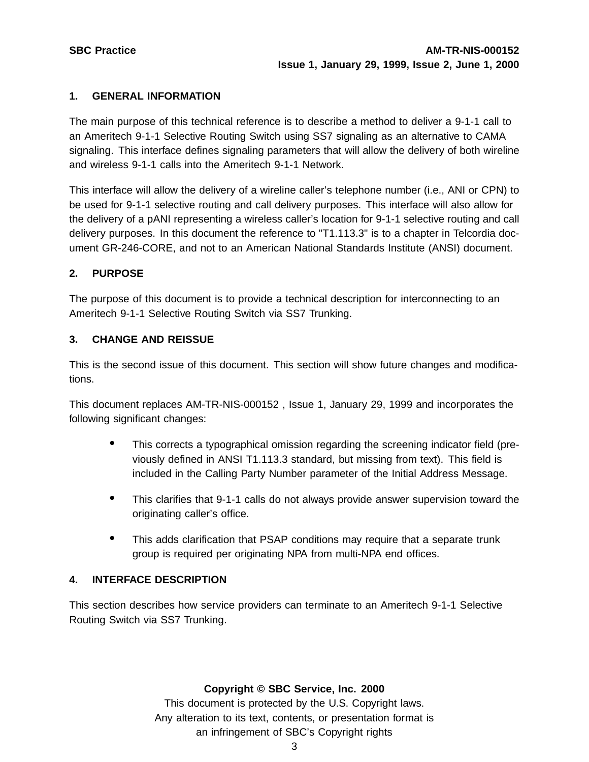## 1. GENERAL INFORMATION

The main purpose of this technical reference is to describe a method to deliver a 9-1-1 call to an Ameritech 9-1-1 Selective Routing Switch using SS7 signaling as an alternative to CAMA signaling. This interface defines signaling parameters that will allow the delivery of both wireline and wireless 9-1-1 calls into the Ameritech 9-1-1 Network.

This interface will allow the delivery of a wireline caller's telephone number (i.e., ANI or CPN) to be used for 9-1-1 selective routing and call delivery purposes. This interface will also allow for the delivery of a pANI representing a wireless caller's location for 9-1-1 selective routing and call delivery purposes. In this document the reference to "T1.113.3" is to a chapter in Telcordia document GR-246-CORE, and not to an American National Standards Institute (ANSI) document.

## 2. PURPOSE

The purpose of this document is to provide a technical description for interconnecting to an Ameritech 9-1-1 Selective Routing Switch via SS7 Trunking.

## 3. CHANGE AND REISSUE

This is the second issue of this document. This section will show future changes and modifications.

This document replaces AM-TR-NIS-000152 , Issue 1, January 29, 1999 and incorporates the following significant changes:

- This corrects a typographical omission regarding the screening indicator field (previously defined in ANSI T1.113.3 standard, but missing from text). This field is included in the Calling Party Number parameter of the Initial Address Message.
- This clarifies that 9-1-1 calls do not always provide answer supervision toward the originating caller's office.
- This adds clarification that PSAP conditions may require that a separate trunk group is required per originating NPA from multi-NPA end offices.

## 4. INTERFACE DESCRIPTION

This section describes how service providers can terminate to an Ameritech 9-1-1 Selective Routing Switch via SS7 Trunking.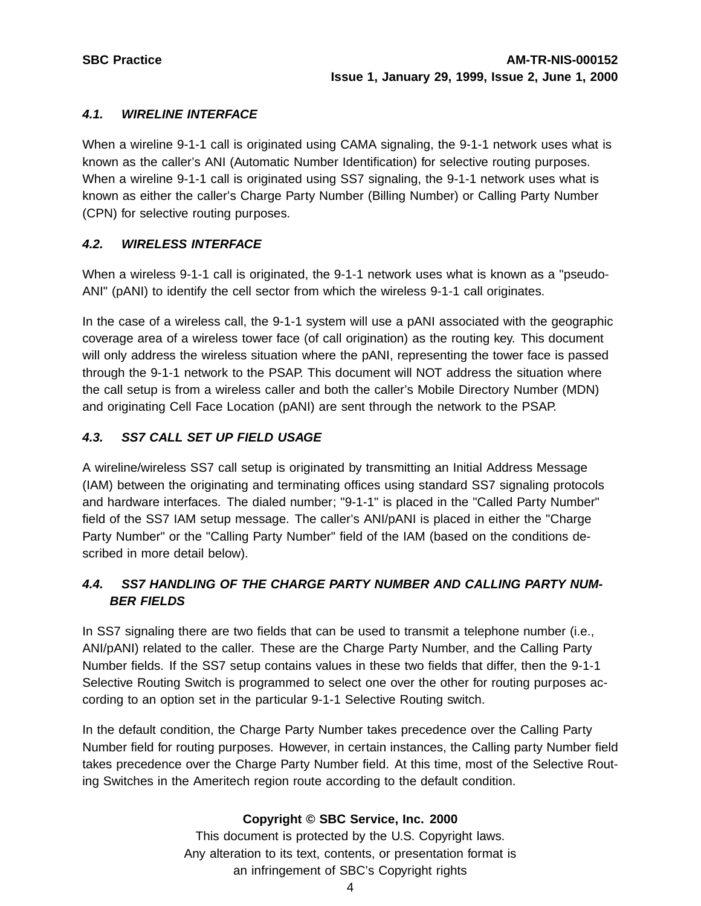### 4.1. WIRELINE INTERFACE

When a wireline 9-1-1 call is originated using CAMA signaling, the 9-1-1 network uses what is known as the caller's ANI (Automatic Number Identification) for selective routing purposes. When a wireline 9-1-1 call is originated using SS7 signaling, the 9-1-1 network uses what is known as either the caller's Charge Party Number (Billing Number) or Calling Party Number (CPN) for selective routing purposes.

### 4.2. WIRELESS INTERFACE

When a wireless 9-1-1 call is originated, the 9-1-1 network uses what is known as a "pseudo-ANI" (pANI) to identify the cell sector from which the wireless 9-1-1 call originates.

In the case of a wireless call, the 9-1-1 system will use a pANI associated with the geographic coverage area of a wireless tower face (of call origination) as the routing key. This document will only address the wireless situation where the pANI, representing the tower face is passed through the 9-1-1 network to the PSAP. This document will NOT address the situation where the call setup is from a wireless caller and both the caller's Mobile Directory Number (MDN) and originating Cell Face Location (pANI) are sent through the network to the PSAP.

### 4.3. SS7 CALL SET UP FIELD USAGE

A wireline/wireless SS7 call setup is originated by transmitting an Initial Address Message (IAM) between the originating and terminating offices using standard SS7 signaling protocols and hardware interfaces. The dialed number; "9-1-1" is placed in the "Called Party Number" field of the SS7 IAM setup message. The caller's ANI/pANI is placed in either the "Charge Party Number" or the "Calling Party Number" field of the IAM (based on the conditions described in more detail below).

### 4.4. SS7 HANDLING OF THE CHARGE PARTY NUMBER AND CALLING PARTY NUMBER FIELDS

In SS7 signaling there are two fields that can be used to transmit a telephone number (i.e., ANI/pANI) related to the caller. These are the Charge Party Number, and the Calling Party Number fields. If the SS7 setup contains values in these two fields that differ, then the 9-1-1 Selective Routing Switch is programmed to select one over the other for routing purposes according to an option set in the particular 9-1-1 Selective Routing switch.

In the default condition, the Charge Party Number takes precedence over the Calling Party Number field for routing purposes. However, in certain instances, the Calling party Number field takes precedence over the Charge Party Number field. At this time, most of the Selective Routing Switches in the Ameritech region route according to the default condition.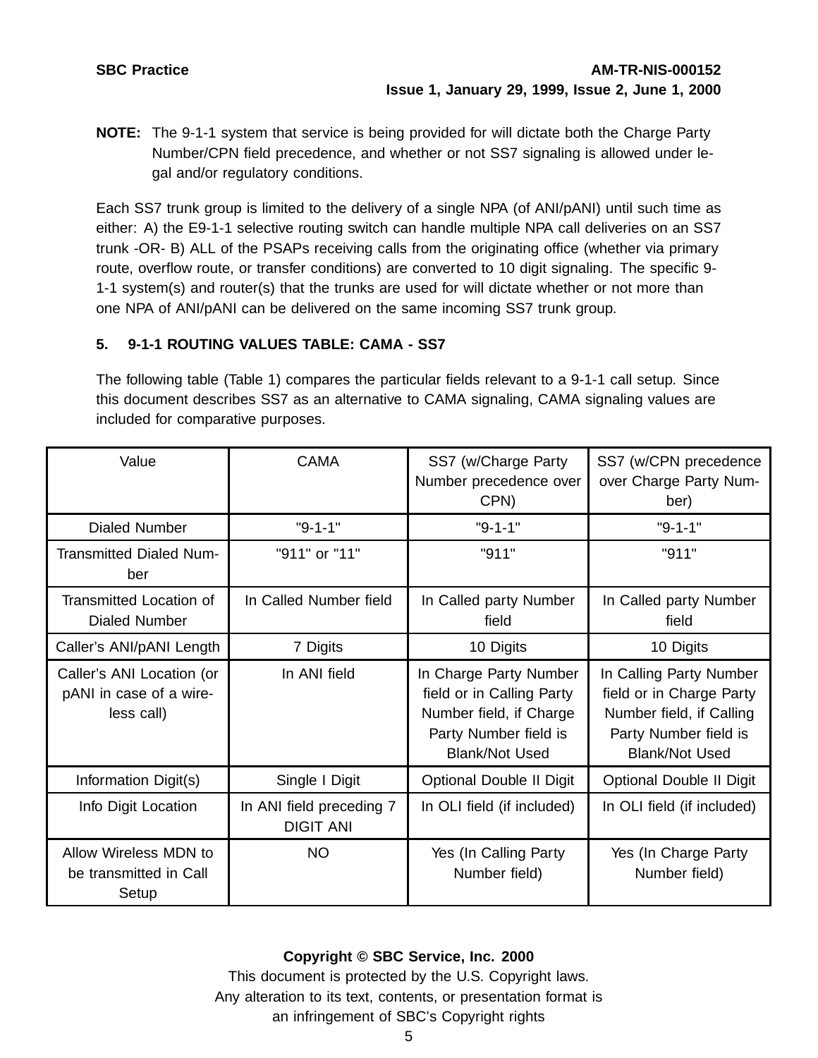**NOTE:** The 9-1-1 system that service is being provided for will dictate both the Charge Party Number/CPN field precedence, and whether or not SS7 signaling is allowed under legal and/or regulatory conditions.

Each SS7 trunk group is limited to the delivery of a single NPA (of ANI/pANI) until such time as either: A) the E9-1-1 selective routing switch can handle multiple NPA call deliveries on an SS7 trunk -OR- B) ALL of the PSAPs receiving calls from the originating office (whether via primary route, overflow route, or transfer conditions) are converted to 10 digit signaling. The specific 9-1-1 system(s) and router(s) that the trunks are used for will dictate whether or not more than one NPA of ANI/pANI can be delivered on the same incoming SS7 trunk group.

## 5. 9-1-1 ROUTING VALUES TABLE: CAMA - SS7

The following table (Table 1) compares the particular fields relevant to a 9-1-1 call setup. Since this document describes SS7 as an alternative to CAMA signaling, CAMA signaling values are included for comparative purposes.

| Value | CAMA | SS7 (w/Charge Party Number precedence over CPN) | SS7 (w/CPN precedence over Charge Party Number) |
|---|---|---|---|
| Dialed Number | "9-1-1" | "9-1-1" | "9-1-1" |
| Transmitted Dialed Number | "911" or "11" | "911" | "911" |
| Transmitted Location of Dialed Number | In Called Number field | In Called party Number field | In Called party Number field |
| Caller's ANI/pANI Length | 7 Digits | 10 Digits | 10 Digits |
| Caller's ANI Location (or pANI in case of a wireless call) | In ANI field | In Charge Party Number field or in Calling Party Number field, if Charge Party Number field is Blank/Not Used | In Calling Party Number field or in Charge Party Number field, if Calling Party Number field is Blank/Not Used |
| Information Digit(s) | Single I Digit | Optional Double II Digit | Optional Double II Digit |
| Info Digit Location | In ANI field preceding 7 DIGIT ANI | In OLI field (if included) | In OLI field (if included) |
| Allow Wireless MDN to be transmitted in Call Setup | NO | Yes (In Calling Party Number field) | Yes (In Charge Party Number field) |

**Copyright © SBC Service, Inc. 2000**
This document is protected by the U.S. Copyright laws.
Any alteration to its text, contents, or presentation format is an infringement of SBC's Copyright rights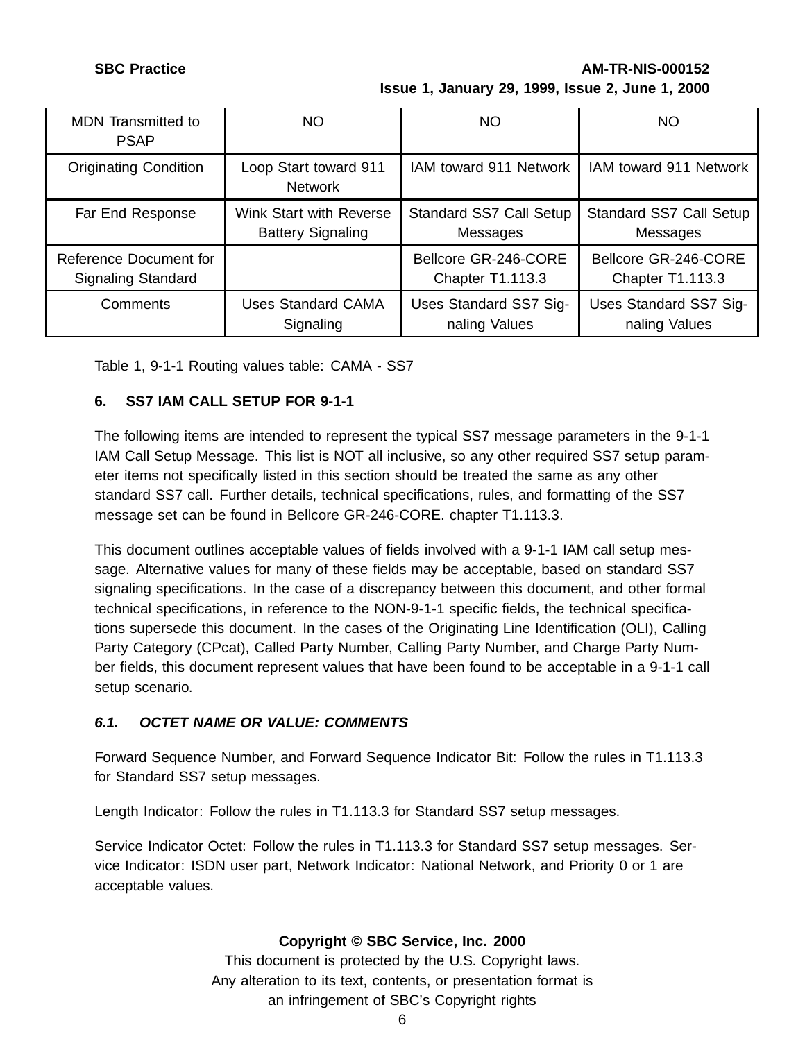| | | | |
|---|---|---|---|
| MDN Transmitted to PSAP | NO | NO | NO |
| Originating Condition | Loop Start toward 911 Network | IAM toward 911 Network | IAM toward 911 Network |
| Far End Response | Wink Start with Reverse Battery Signaling | Standard SS7 Call Setup Messages | Standard SS7 Call Setup Messages |
| Reference Document for Signaling Standard | | Bellcore GR-246-CORE Chapter T1.113.3 | Bellcore GR-246-CORE Chapter T1.113.3 |
| Comments | Uses Standard CAMA Signaling | Uses Standard SS7 Signaling Values | Uses Standard SS7 Signaling Values |

Table 1, 9-1-1 Routing values table: CAMA - SS7

## 6. SS7 IAM CALL SETUP FOR 9-1-1

The following items are intended to represent the typical SS7 message parameters in the 9-1-1 IAM Call Setup Message. This list is NOT all inclusive, so any other required SS7 setup parameter items not specifically listed in this section should be treated the same as any other standard SS7 call. Further details, technical specifications, rules, and formatting of the SS7 message set can be found in Bellcore GR-246-CORE. chapter T1.113.3.

This document outlines acceptable values of fields involved with a 9-1-1 IAM call setup message. Alternative values for many of these fields may be acceptable, based on standard SS7 signaling specifications. In the case of a discrepancy between this document, and other formal technical specifications, in reference to the NON-9-1-1 specific fields, the technical specifications supersede this document. In the cases of the Originating Line Identification (OLI), Calling Party Category (CPcat), Called Party Number, Calling Party Number, and Charge Party Number fields, this document represent values that have been found to be acceptable in a 9-1-1 call setup scenario.

### *6.1. OCTET NAME OR VALUE: COMMENTS*

Forward Sequence Number, and Forward Sequence Indicator Bit: Follow the rules in T1.113.3 for Standard SS7 setup messages.

Length Indicator: Follow the rules in T1.113.3 for Standard SS7 setup messages.

Service Indicator Octet: Follow the rules in T1.113.3 for Standard SS7 setup messages. Service Indicator: ISDN user part, Network Indicator: National Network, and Priority 0 or 1 are acceptable values.

**Copyright © SBC Service, Inc. 2000**

This document is protected by the U.S. Copyright laws.
Any alteration to its text, contents, or presentation format is
an infringement of SBC's Copyright rights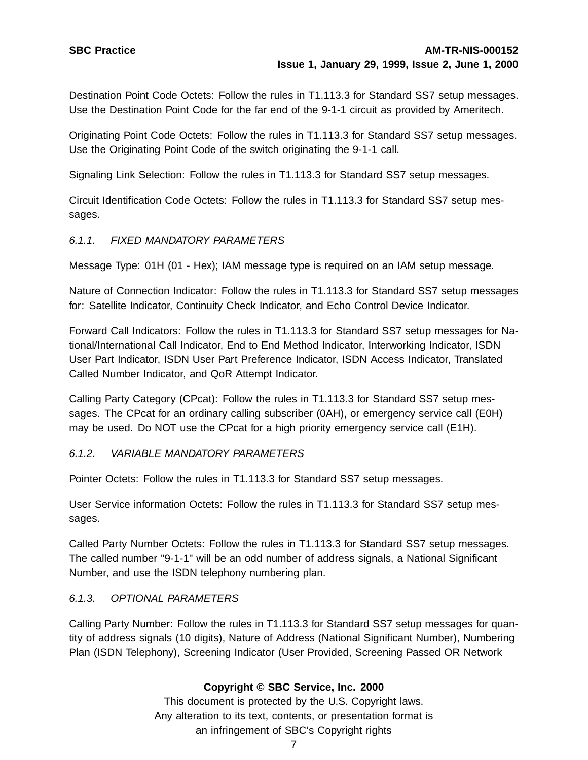Destination Point Code Octets: Follow the rules in T1.113.3 for Standard SS7 setup messages. Use the Destination Point Code for the far end of the 9-1-1 circuit as provided by Ameritech.

Originating Point Code Octets: Follow the rules in T1.113.3 for Standard SS7 setup messages. Use the Originating Point Code of the switch originating the 9-1-1 call.

Signaling Link Selection: Follow the rules in T1.113.3 for Standard SS7 setup messages.

Circuit Identification Code Octets: Follow the rules in T1.113.3 for Standard SS7 setup messages.

### *6.1.1. FIXED MANDATORY PARAMETERS*

Message Type: 01H (01 - Hex); IAM message type is required on an IAM setup message.

Nature of Connection Indicator: Follow the rules in T1.113.3 for Standard SS7 setup messages for: Satellite Indicator, Continuity Check Indicator, and Echo Control Device Indicator.

Forward Call Indicators: Follow the rules in T1.113.3 for Standard SS7 setup messages for National/International Call Indicator, End to End Method Indicator, Interworking Indicator, ISDN User Part Indicator, ISDN User Part Preference Indicator, ISDN Access Indicator, Translated Called Number Indicator, and QoR Attempt Indicator.

Calling Party Category (CPcat): Follow the rules in T1.113.3 for Standard SS7 setup messages. The CPcat for an ordinary calling subscriber (0AH), or emergency service call (E0H) may be used. Do NOT use the CPcat for a high priority emergency service call (E1H).

### *6.1.2. VARIABLE MANDATORY PARAMETERS*

Pointer Octets: Follow the rules in T1.113.3 for Standard SS7 setup messages.

User Service information Octets: Follow the rules in T1.113.3 for Standard SS7 setup messages.

Called Party Number Octets: Follow the rules in T1.113.3 for Standard SS7 setup messages. The called number "9-1-1" will be an odd number of address signals, a National Significant Number, and use the ISDN telephony numbering plan.

### *6.1.3. OPTIONAL PARAMETERS*

Calling Party Number: Follow the rules in T1.113.3 for Standard SS7 setup messages for quantity of address signals (10 digits), Nature of Address (National Significant Number), Numbering Plan (ISDN Telephony), Screening Indicator (User Provided, Screening Passed OR Network

**Copyright © SBC Service, Inc. 2000**

This document is protected by the U.S. Copyright laws.
Any alteration to its text, contents, or presentation format is
an infringement of SBC's Copyright rights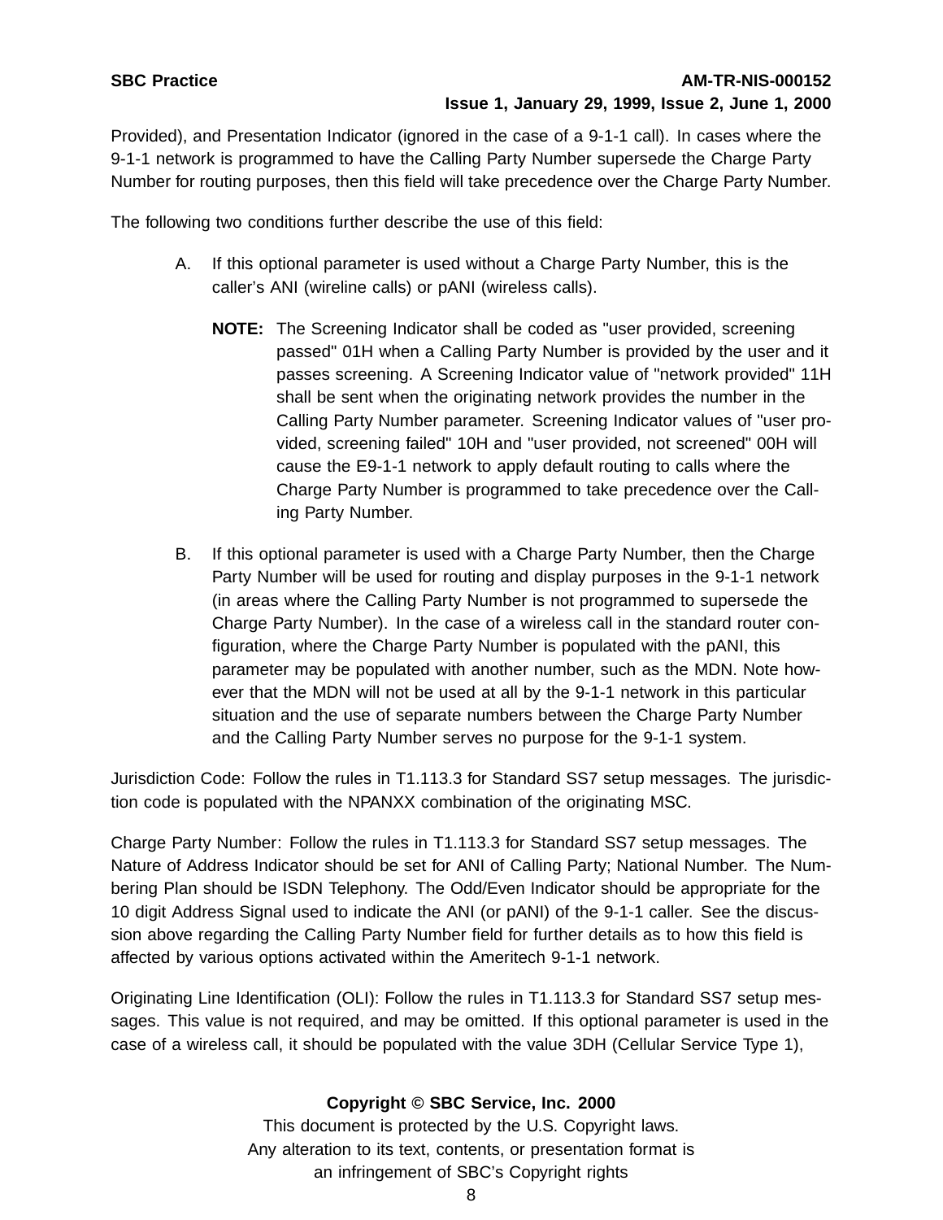Provided), and Presentation Indicator (ignored in the case of a 9-1-1 call). In cases where the 9-1-1 network is programmed to have the Calling Party Number supersede the Charge Party Number for routing purposes, then this field will take precedence over the Charge Party Number.

The following two conditions further describe the use of this field:

A. If this optional parameter is used without a Charge Party Number, this is the caller's ANI (wireline calls) or pANI (wireless calls).

   **NOTE:** The Screening Indicator shall be coded as "user provided, screening passed" 01H when a Calling Party Number is provided by the user and it passes screening. A Screening Indicator value of "network provided" 11H shall be sent when the originating network provides the number in the Calling Party Number parameter. Screening Indicator values of "user provided, screening failed" 10H and "user provided, not screened" 00H will cause the E9-1-1 network to apply default routing to calls where the Charge Party Number is programmed to take precedence over the Calling Party Number.

B. If this optional parameter is used with a Charge Party Number, then the Charge Party Number will be used for routing and display purposes in the 9-1-1 network (in areas where the Calling Party Number is not programmed to supersede the Charge Party Number). In the case of a wireless call in the standard router configuration, where the Charge Party Number is populated with the pANI, this parameter may be populated with another number, such as the MDN. Note however that the MDN will not be used at all by the 9-1-1 network in this particular situation and the use of separate numbers between the Charge Party Number and the Calling Party Number serves no purpose for the 9-1-1 system.

Jurisdiction Code: Follow the rules in T1.113.3 for Standard SS7 setup messages. The jurisdiction code is populated with the NPANXX combination of the originating MSC.

Charge Party Number: Follow the rules in T1.113.3 for Standard SS7 setup messages. The Nature of Address Indicator should be set for ANI of Calling Party; National Number. The Numbering Plan should be ISDN Telephony. The Odd/Even Indicator should be appropriate for the 10 digit Address Signal used to indicate the ANI (or pANI) of the 9-1-1 caller. See the discussion above regarding the Calling Party Number field for further details as to how this field is affected by various options activated within the Ameritech 9-1-1 network.

Originating Line Identification (OLI): Follow the rules in T1.113.3 for Standard SS7 setup messages. This value is not required, and may be omitted. If this optional parameter is used in the case of a wireless call, it should be populated with the value 3DH (Cellular Service Type 1),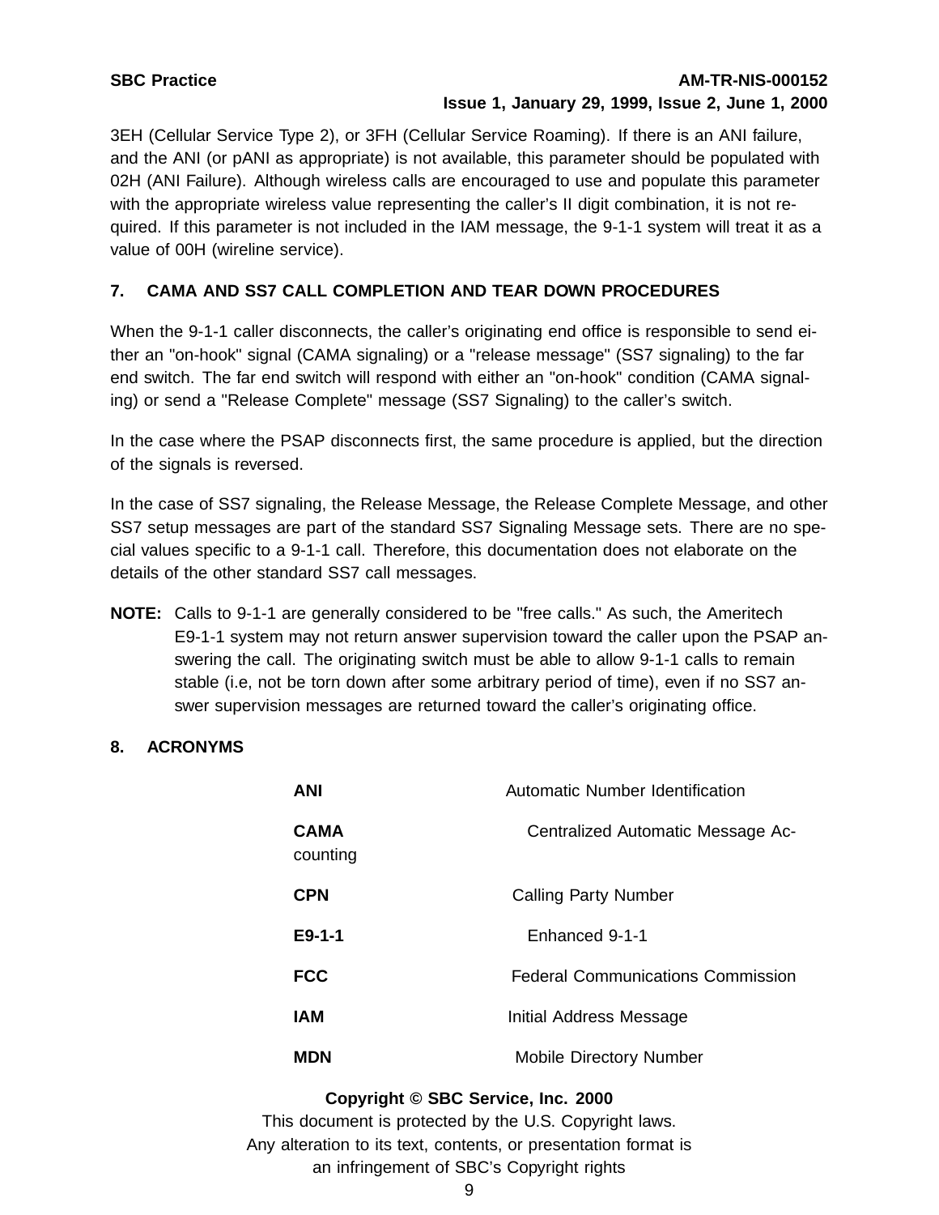3EH (Cellular Service Type 2), or 3FH (Cellular Service Roaming). If there is an ANI failure, and the ANI (or pANI as appropriate) is not available, this parameter should be populated with 02H (ANI Failure). Although wireless calls are encouraged to use and populate this parameter with the appropriate wireless value representing the caller's II digit combination, it is not required. If this parameter is not included in the IAM message, the 9-1-1 system will treat it as a value of 00H (wireline service).

## 7. CAMA AND SS7 CALL COMPLETION AND TEAR DOWN PROCEDURES

When the 9-1-1 caller disconnects, the caller's originating end office is responsible to send either an "on-hook" signal (CAMA signaling) or a "release message" (SS7 signaling) to the far end switch. The far end switch will respond with either an "on-hook" condition (CAMA signaling) or send a "Release Complete" message (SS7 Signaling) to the caller's switch.

In the case where the PSAP disconnects first, the same procedure is applied, but the direction of the signals is reversed.

In the case of SS7 signaling, the Release Message, the Release Complete Message, and other SS7 setup messages are part of the standard SS7 Signaling Message sets. There are no special values specific to a 9-1-1 call. Therefore, this documentation does not elaborate on the details of the other standard SS7 call messages.

**NOTE:** Calls to 9-1-1 are generally considered to be "free calls." As such, the Ameritech E9-1-1 system may not return answer supervision toward the caller upon the PSAP answering the call. The originating switch must be able to allow 9-1-1 calls to remain stable (i.e, not be torn down after some arbitrary period of time), even if no SS7 answer supervision messages are returned toward the caller's originating office.

## 8. ACRONYMS

| | |
|---|---|
| **ANI** | Automatic Number Identification |
| **CAMA** | Centralized Automatic Message Accounting |
| **CPN** | Calling Party Number |
| **E9-1-1** | Enhanced 9-1-1 |
| **FCC** | Federal Communications Commission |
| **IAM** | Initial Address Message |
| **MDN** | Mobile Directory Number |

**Copyright © SBC Service, Inc. 2000**
This document is protected by the U.S. Copyright laws.
Any alteration to its text, contents, or presentation format is an infringement of SBC's Copyright rights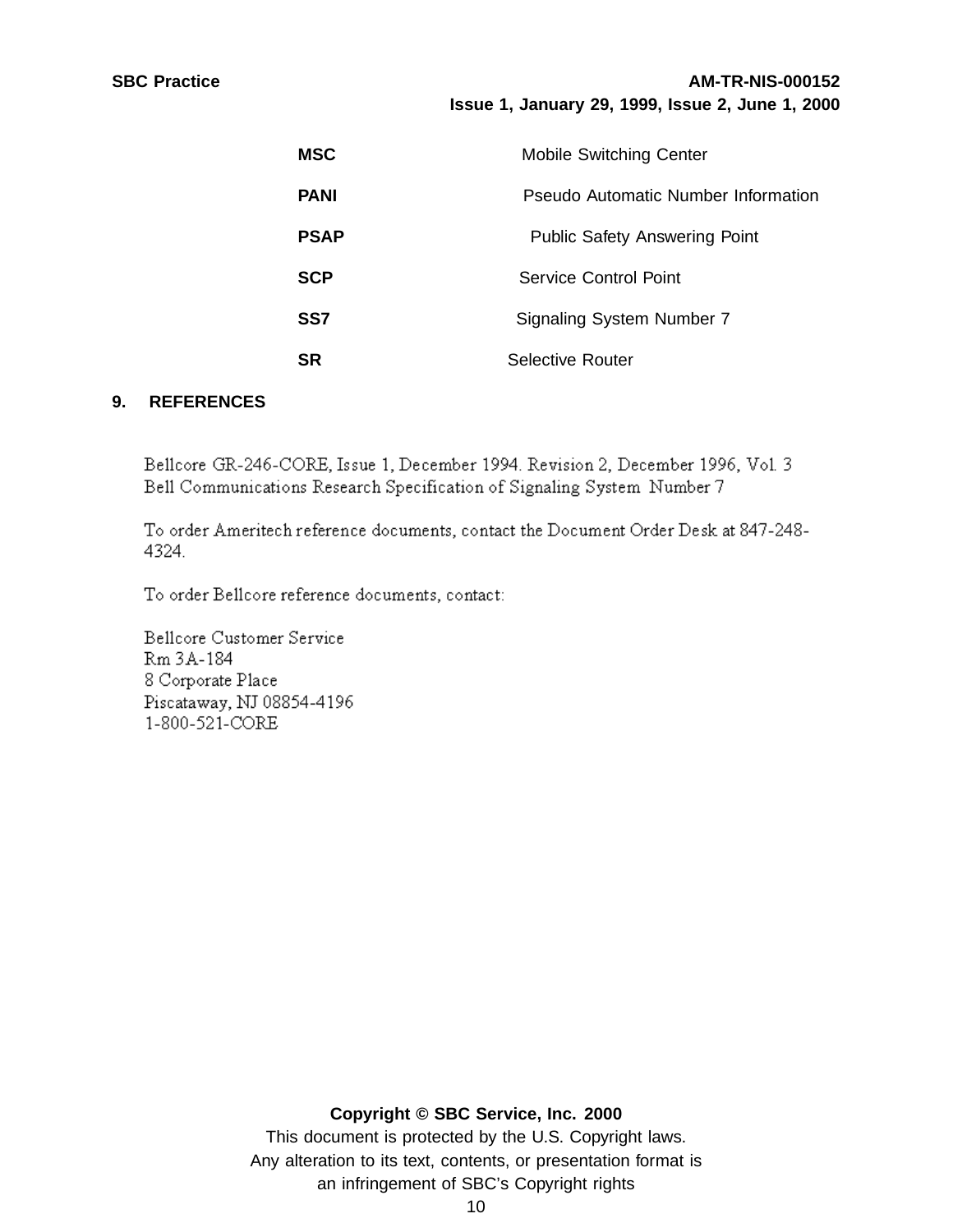| | |
|---|---|
| **MSC** | Mobile Switching Center |
| **PANI** | Pseudo Automatic Number Information |
| **PSAP** | Public Safety Answering Point |
| **SCP** | Service Control Point |
| **SS7** | Signaling System Number 7 |
| **SR** | Selective Router |

## 9. REFERENCES

Bellcore GR-246-CORE, Issue 1, December 1994. Revision 2, December 1996, Vol. 3
Bell Communications Research Specification of Signaling System Number 7

To order Ameritech reference documents, contact the Document Order Desk at 847-248-4324.

To order Bellcore reference documents, contact:

Bellcore Customer Service
Rm 3A-184
8 Corporate Place
Piscataway, NJ 08854-4196
1-800-521-CORE